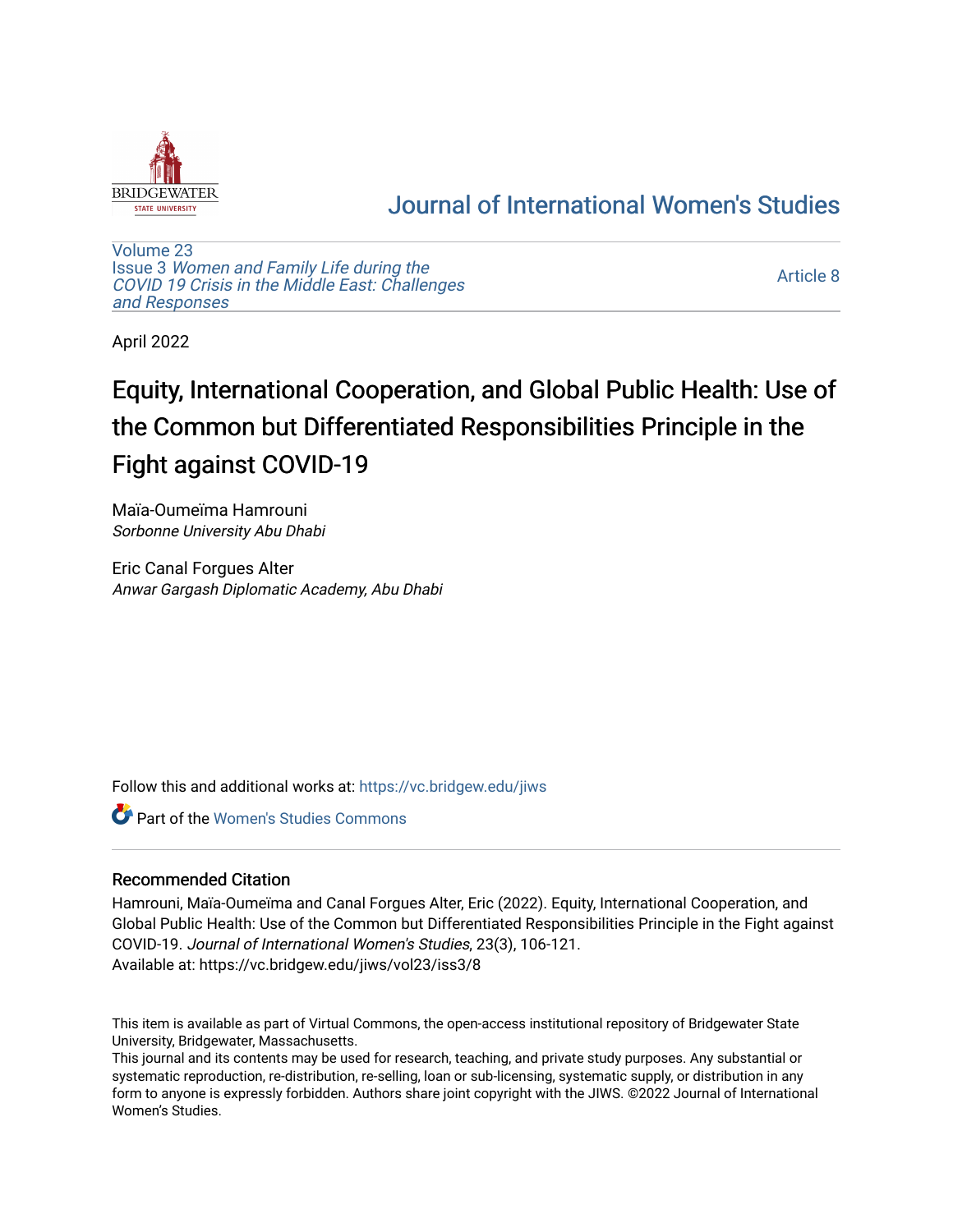# Journal of International Women's Studies

Volume 23
Issue 3 *Women and Family Life during the COVID 19 Crisis in the Middle East: Challenges and Responses*

Article 8

April 2022

# Equity, International Cooperation, and Global Public Health: Use of the Common but Differentiated Responsibilities Principle in the Fight against COVID-19

Maïa-Oumeïma Hamrouni
*Sorbonne University Abu Dhabi*

Eric Canal Forgues Alter
*Anwar Gargash Diplomatic Academy, Abu Dhabi*

Follow this and additional works at: https://vc.bridgew.edu/jiws

Part of the Women's Studies Commons

## Recommended Citation

Hamrouni, Maïa-Oumeïma and Canal Forgues Alter, Eric (2022). Equity, International Cooperation, and Global Public Health: Use of the Common but Differentiated Responsibilities Principle in the Fight against COVID-19. *Journal of International Women's Studies*, 23(3), 106-121.
Available at: https://vc.bridgew.edu/jiws/vol23/iss3/8

This item is available as part of Virtual Commons, the open-access institutional repository of Bridgewater State University, Bridgewater, Massachusetts.
This journal and its contents may be used for research, teaching, and private study purposes. Any substantial or systematic reproduction, re-distribution, re-selling, loan or sub-licensing, systematic supply, or distribution in any form to anyone is expressly forbidden. Authors share joint copyright with the JIWS. ©2022 Journal of International Women's Studies.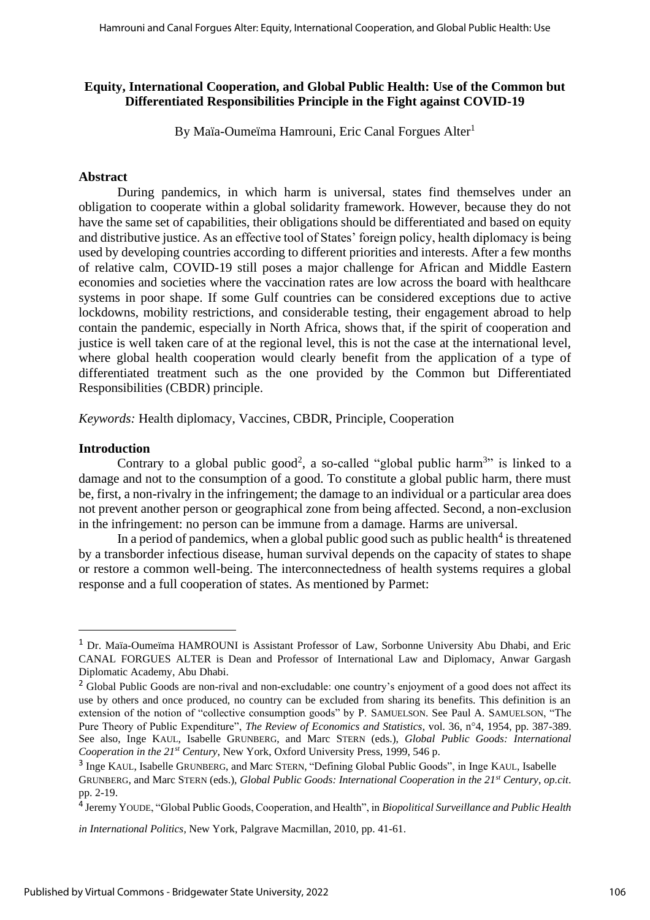# Equity, International Cooperation, and Global Public Health: Use of the Common but Differentiated Responsibilities Principle in the Fight against COVID-19

By Maïa-Oumeïma Hamrouni, Eric Canal Forgues Alter[1]

## Abstract

During pandemics, in which harm is universal, states find themselves under an obligation to cooperate within a global solidarity framework. However, because they do not have the same set of capabilities, their obligations should be differentiated and based on equity and distributive justice. As an effective tool of States' foreign policy, health diplomacy is being used by developing countries according to different priorities and interests. After a few months of relative calm, COVID-19 still poses a major challenge for African and Middle Eastern economies and societies where the vaccination rates are low across the board with healthcare systems in poor shape. If some Gulf countries can be considered exceptions due to active lockdowns, mobility restrictions, and considerable testing, their engagement abroad to help contain the pandemic, especially in North Africa, shows that, if the spirit of cooperation and justice is well taken care of at the regional level, this is not the case at the international level, where global health cooperation would clearly benefit from the application of a type of differentiated treatment such as the one provided by the Common but Differentiated Responsibilities (CBDR) principle.

*Keywords:* Health diplomacy, Vaccines, CBDR, Principle, Cooperation

## Introduction

Contrary to a global public good[2], a so-called "global public harm[3]" is linked to a damage and not to the consumption of a good. To constitute a global public harm, there must be, first, a non-rivalry in the infringement; the damage to an individual or a particular area does not prevent another person or geographical zone from being affected. Second, a non-exclusion in the infringement: no person can be immune from a damage. Harms are universal.

In a period of pandemics, when a global public good such as public health[4] is threatened by a transborder infectious disease, human survival depends on the capacity of states to shape or restore a common well-being. The interconnectedness of health systems requires a global response and a full cooperation of states. As mentioned by Parmet:

---

[1] Dr. Maïa-Oumeïma HAMROUNI is Assistant Professor of Law, Sorbonne University Abu Dhabi, and Eric CANAL FORGUES ALTER is Dean and Professor of International Law and Diplomacy, Anwar Gargash Diplomatic Academy, Abu Dhabi.

[2] Global Public Goods are non-rival and non-excludable: one country's enjoyment of a good does not affect its use by others and once produced, no country can be excluded from sharing its benefits. This definition is an extension of the notion of "collective consumption goods" by P. SAMUELSON. See Paul A. SAMUELSON, "The Pure Theory of Public Expenditure", *The Review of Economics and Statistics*, vol. 36, n°4, 1954, pp. 387-389. See also, Inge KAUL, Isabelle GRUNBERG, and Marc STERN (eds.), *Global Public Goods: International Cooperation in the 21st Century*, New York, Oxford University Press, 1999, 546 p.

[3] Inge KAUL, Isabelle GRUNBERG, and Marc STERN, "Defining Global Public Goods", in Inge KAUL, Isabelle GRUNBERG, and Marc STERN (eds.), *Global Public Goods: International Cooperation in the 21st Century*, *op.cit*. pp. 2-19.

[4] Jeremy YOUDE, "Global Public Goods, Cooperation, and Health", in *Biopolitical Surveillance and Public Health in International Politics*, New York, Palgrave Macmillan, 2010, pp. 41-61.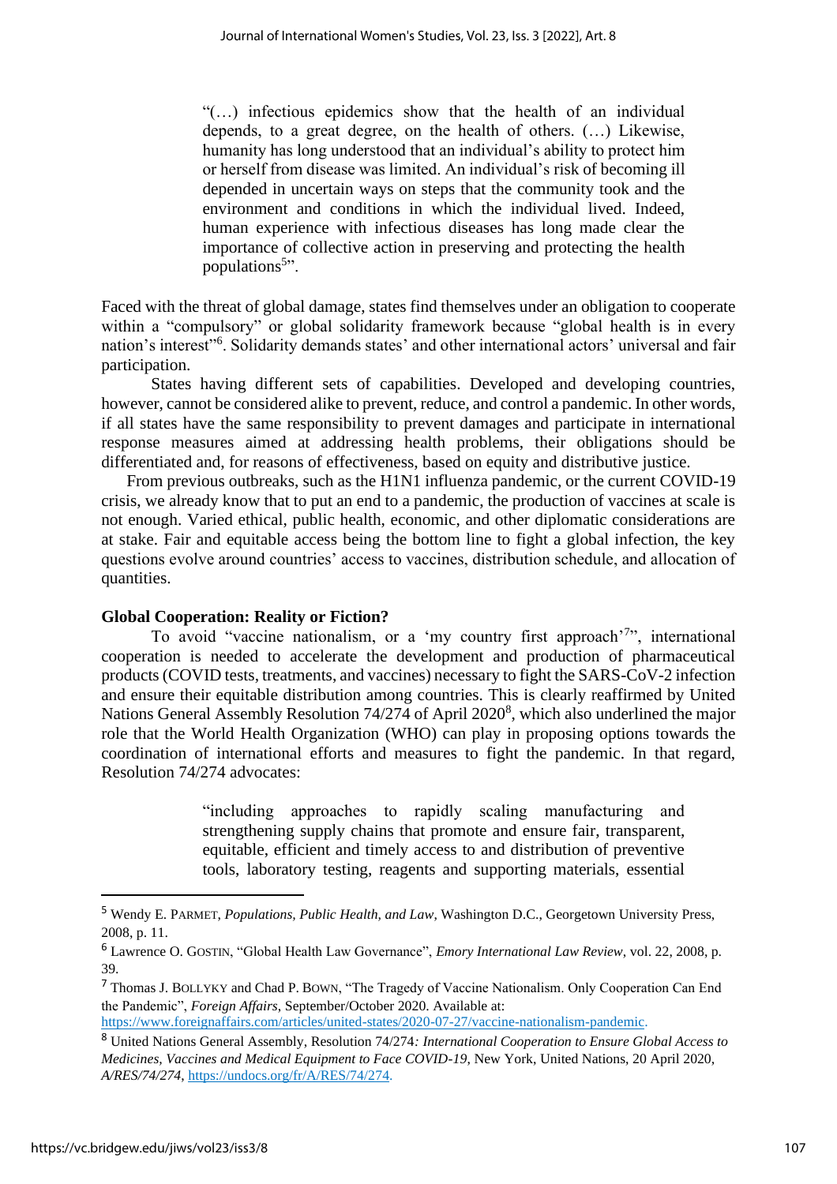> "(…) infectious epidemics show that the health of an individual depends, to a great degree, on the health of others. (…) Likewise, humanity has long understood that an individual's ability to protect him or herself from disease was limited. An individual's risk of becoming ill depended in uncertain ways on steps that the community took and the environment and conditions in which the individual lived. Indeed, human experience with infectious diseases has long made clear the importance of collective action in preserving and protecting the health populations[5]".

Faced with the threat of global damage, states find themselves under an obligation to cooperate within a "compulsory" or global solidarity framework because "global health is in every nation's interest"[6]. Solidarity demands states' and other international actors' universal and fair participation.

States having different sets of capabilities. Developed and developing countries, however, cannot be considered alike to prevent, reduce, and control a pandemic. In other words, if all states have the same responsibility to prevent damages and participate in international response measures aimed at addressing health problems, their obligations should be differentiated and, for reasons of effectiveness, based on equity and distributive justice.

From previous outbreaks, such as the H1N1 influenza pandemic, or the current COVID-19 crisis, we already know that to put an end to a pandemic, the production of vaccines at scale is not enough. Varied ethical, public health, economic, and other diplomatic considerations are at stake. Fair and equitable access being the bottom line to fight a global infection, the key questions evolve around countries' access to vaccines, distribution schedule, and allocation of quantities.

**Global Cooperation: Reality or Fiction?**

To avoid "vaccine nationalism, or a 'my country first approach'[7]", international cooperation is needed to accelerate the development and production of pharmaceutical products (COVID tests, treatments, and vaccines) necessary to fight the SARS-CoV-2 infection and ensure their equitable distribution among countries. This is clearly reaffirmed by United Nations General Assembly Resolution 74/274 of April 2020[8], which also underlined the major role that the World Health Organization (WHO) can play in proposing options towards the coordination of international efforts and measures to fight the pandemic. In that regard, Resolution 74/274 advocates:

> "including approaches to rapidly scaling manufacturing and strengthening supply chains that promote and ensure fair, transparent, equitable, efficient and timely access to and distribution of preventive tools, laboratory testing, reagents and supporting materials, essential

---

[5] Wendy E. PARMET, *Populations, Public Health, and Law*, Washington D.C., Georgetown University Press, 2008, p. 11.

[6] Lawrence O. GOSTIN, "Global Health Law Governance", *Emory International Law Review*, vol. 22, 2008, p. 39.

[7] Thomas J. BOLLYKY and Chad P. BOWN, "The Tragedy of Vaccine Nationalism. Only Cooperation Can End the Pandemic", *Foreign Affairs*, September/October 2020. Available at: https://www.foreignaffairs.com/articles/united-states/2020-07-27/vaccine-nationalism-pandemic.

[8] United Nations General Assembly, Resolution 74/274*: International Cooperation to Ensure Global Access to Medicines, Vaccines and Medical Equipment to Face COVID-19*, New York, United Nations, 20 April 2020, *A/RES/74/274*, https://undocs.org/fr/A/RES/74/274.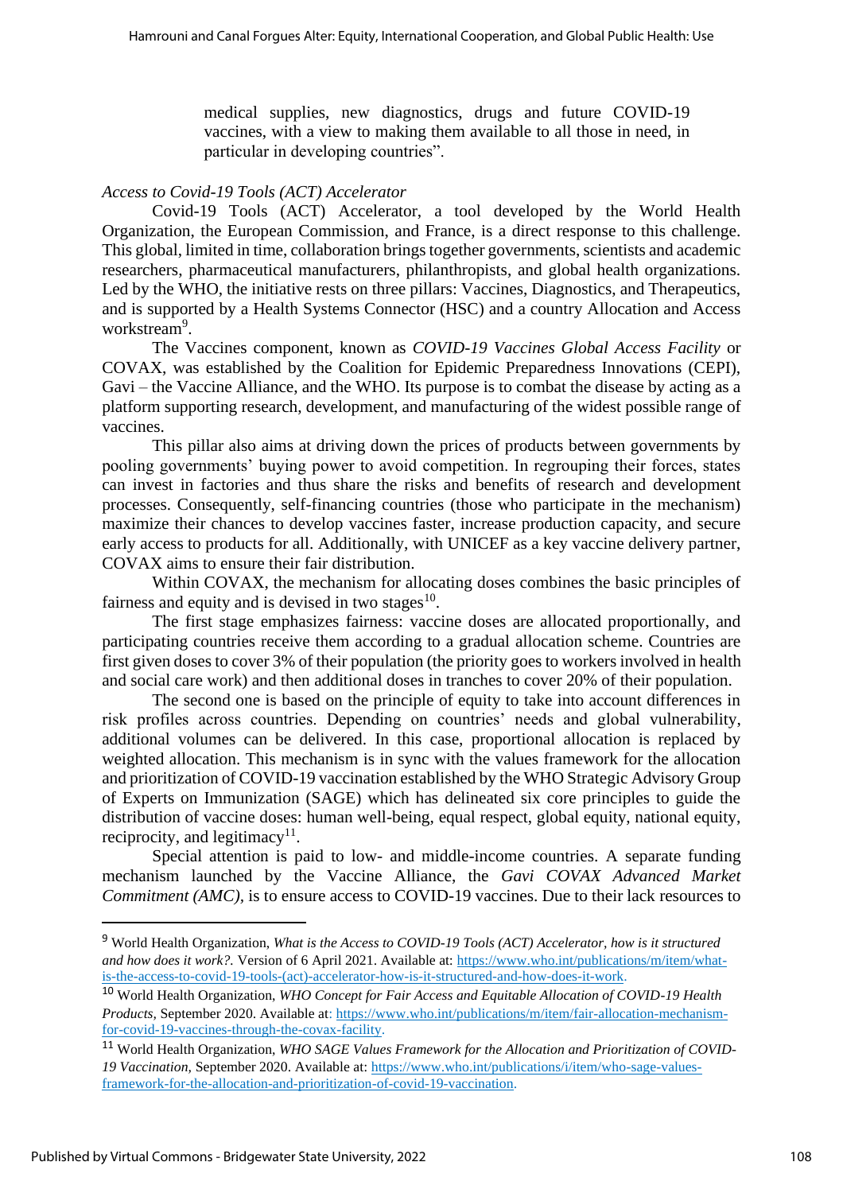> medical supplies, new diagnostics, drugs and future COVID-19 vaccines, with a view to making them available to all those in need, in particular in developing countries".

*Access to Covid-19 Tools (ACT) Accelerator*

Covid-19 Tools (ACT) Accelerator, a tool developed by the World Health Organization, the European Commission, and France, is a direct response to this challenge. This global, limited in time, collaboration brings together governments, scientists and academic researchers, pharmaceutical manufacturers, philanthropists, and global health organizations. Led by the WHO, the initiative rests on three pillars: Vaccines, Diagnostics, and Therapeutics, and is supported by a Health Systems Connector (HSC) and a country Allocation and Access workstream[9].

The Vaccines component, known as *COVID-19 Vaccines Global Access Facility* or COVAX, was established by the Coalition for Epidemic Preparedness Innovations (CEPI), Gavi – the Vaccine Alliance, and the WHO. Its purpose is to combat the disease by acting as a platform supporting research, development, and manufacturing of the widest possible range of vaccines.

This pillar also aims at driving down the prices of products between governments by pooling governments' buying power to avoid competition. In regrouping their forces, states can invest in factories and thus share the risks and benefits of research and development processes. Consequently, self-financing countries (those who participate in the mechanism) maximize their chances to develop vaccines faster, increase production capacity, and secure early access to products for all. Additionally, with UNICEF as a key vaccine delivery partner, COVAX aims to ensure their fair distribution.

Within COVAX, the mechanism for allocating doses combines the basic principles of fairness and equity and is devised in two stages[10].

The first stage emphasizes fairness: vaccine doses are allocated proportionally, and participating countries receive them according to a gradual allocation scheme. Countries are first given doses to cover 3% of their population (the priority goes to workers involved in health and social care work) and then additional doses in tranches to cover 20% of their population.

The second one is based on the principle of equity to take into account differences in risk profiles across countries. Depending on countries' needs and global vulnerability, additional volumes can be delivered. In this case, proportional allocation is replaced by weighted allocation. This mechanism is in sync with the values framework for the allocation and prioritization of COVID-19 vaccination established by the WHO Strategic Advisory Group of Experts on Immunization (SAGE) which has delineated six core principles to guide the distribution of vaccine doses: human well-being, equal respect, global equity, national equity, reciprocity, and legitimacy[11].

Special attention is paid to low- and middle-income countries. A separate funding mechanism launched by the Vaccine Alliance, the *Gavi COVAX Advanced Market Commitment (AMC)*, is to ensure access to COVID-19 vaccines. Due to their lack resources to

---

[9] World Health Organization, *What is the Access to COVID-19 Tools (ACT) Accelerator, how is it structured and how does it work?.* Version of 6 April 2021. Available at: https://www.who.int/publications/m/item/what-is-the-access-to-covid-19-tools-(act)-accelerator-how-is-it-structured-and-how-does-it-work.

[10] World Health Organization, *WHO Concept for Fair Access and Equitable Allocation of COVID-19 Health Products,* September 2020. Available at: https://www.who.int/publications/m/item/fair-allocation-mechanism-for-covid-19-vaccines-through-the-covax-facility.

[11] World Health Organization, *WHO SAGE Values Framework for the Allocation and Prioritization of COVID-19 Vaccination,* September 2020. Available at: https://www.who.int/publications/i/item/who-sage-values-framework-for-the-allocation-and-prioritization-of-covid-19-vaccination.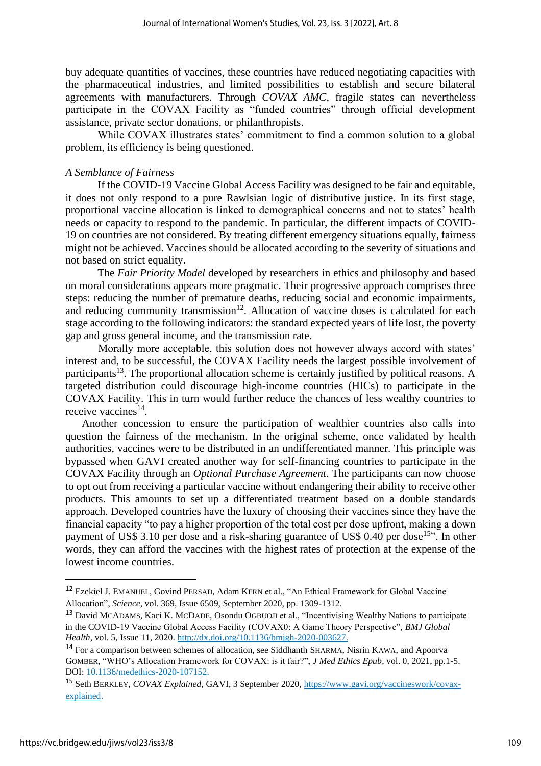buy adequate quantities of vaccines, these countries have reduced negotiating capacities with the pharmaceutical industries, and limited possibilities to establish and secure bilateral agreements with manufacturers. Through *COVAX AMC*, fragile states can nevertheless participate in the COVAX Facility as "funded countries" through official development assistance, private sector donations, or philanthropists.

While COVAX illustrates states' commitment to find a common solution to a global problem, its efficiency is being questioned.

*A Semblance of Fairness*

If the COVID-19 Vaccine Global Access Facility was designed to be fair and equitable, it does not only respond to a pure Rawlsian logic of distributive justice. In its first stage, proportional vaccine allocation is linked to demographical concerns and not to states' health needs or capacity to respond to the pandemic. In particular, the different impacts of COVID-19 on countries are not considered. By treating different emergency situations equally, fairness might not be achieved. Vaccines should be allocated according to the severity of situations and not based on strict equality.

The *Fair Priority Model* developed by researchers in ethics and philosophy and based on moral considerations appears more pragmatic. Their progressive approach comprises three steps: reducing the number of premature deaths, reducing social and economic impairments, and reducing community transmission[12]. Allocation of vaccine doses is calculated for each stage according to the following indicators: the standard expected years of life lost, the poverty gap and gross general income, and the transmission rate.

Morally more acceptable, this solution does not however always accord with states' interest and, to be successful, the COVAX Facility needs the largest possible involvement of participants[13]. The proportional allocation scheme is certainly justified by political reasons. A targeted distribution could discourage high-income countries (HICs) to participate in the COVAX Facility. This in turn would further reduce the chances of less wealthy countries to receive vaccines[14].

Another concession to ensure the participation of wealthier countries also calls into question the fairness of the mechanism. In the original scheme, once validated by health authorities, vaccines were to be distributed in an undifferentiated manner. This principle was bypassed when GAVI created another way for self-financing countries to participate in the COVAX Facility through an *Optional Purchase Agreement*. The participants can now choose to opt out from receiving a particular vaccine without endangering their ability to receive other products. This amounts to set up a differentiated treatment based on a double standards approach. Developed countries have the luxury of choosing their vaccines since they have the financial capacity "to pay a higher proportion of the total cost per dose upfront, making a down payment of US$ 3.10 per dose and a risk-sharing guarantee of US$ 0.40 per dose[15]". In other words, they can afford the vaccines with the highest rates of protection at the expense of the lowest income countries.

---

[12] Ezekiel J. EMANUEL, Govind PERSAD, Adam KERN et al., "An Ethical Framework for Global Vaccine Allocation", *Science*, vol. 369, Issue 6509, September 2020, pp. 1309-1312.

[13] David MCADAMS, Kaci K. MCDADE, Osondu OGBUOJI et al., "Incentivising Wealthy Nations to participate in the COVID-19 Vaccine Global Access Facility (COVAX0: A Game Theory Perspective", *BMJ Global Health*, vol. 5, Issue 11, 2020. http://dx.doi.org/10.1136/bmjgh-2020-003627.

[14] For a comparison between schemes of allocation, see Siddhanth SHARMA, Nisrin KAWA, and Apoorva GOMBER, "WHO's Allocation Framework for COVAX: is it fair?", *J Med Ethics Epub*, vol. 0, 2021, pp.1-5. DOI: 10.1136/medethics-2020-107152.

[15] Seth BERKLEY, *COVAX Explained*, GAVI, 3 September 2020, https://www.gavi.org/vaccineswork/covax-explained.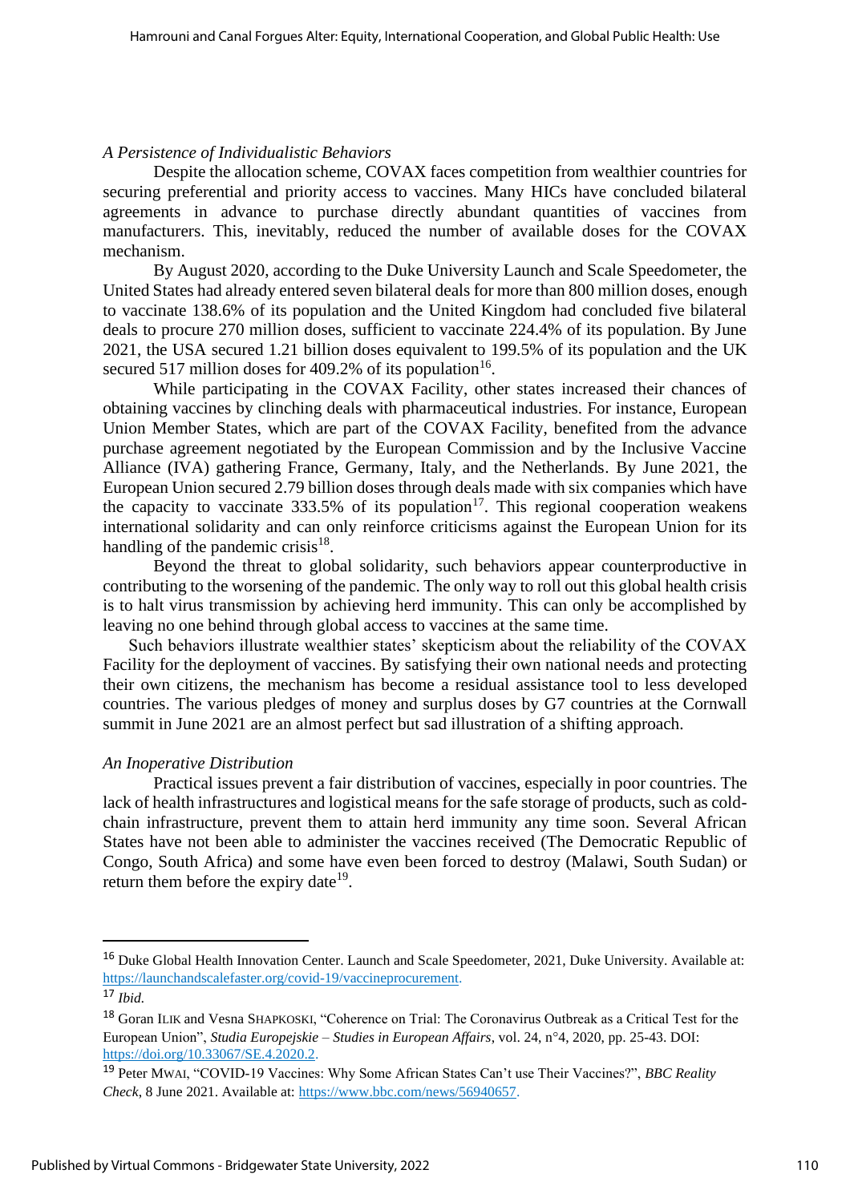*A Persistence of Individualistic Behaviors*

Despite the allocation scheme, COVAX faces competition from wealthier countries for securing preferential and priority access to vaccines. Many HICs have concluded bilateral agreements in advance to purchase directly abundant quantities of vaccines from manufacturers. This, inevitably, reduced the number of available doses for the COVAX mechanism.

By August 2020, according to the Duke University Launch and Scale Speedometer, the United States had already entered seven bilateral deals for more than 800 million doses, enough to vaccinate 138.6% of its population and the United Kingdom had concluded five bilateral deals to procure 270 million doses, sufficient to vaccinate 224.4% of its population. By June 2021, the USA secured 1.21 billion doses equivalent to 199.5% of its population and the UK secured 517 million doses for 409.2% of its population[16].

While participating in the COVAX Facility, other states increased their chances of obtaining vaccines by clinching deals with pharmaceutical industries. For instance, European Union Member States, which are part of the COVAX Facility, benefited from the advance purchase agreement negotiated by the European Commission and by the Inclusive Vaccine Alliance (IVA) gathering France, Germany, Italy, and the Netherlands. By June 2021, the European Union secured 2.79 billion doses through deals made with six companies which have the capacity to vaccinate 333.5% of its population[17]. This regional cooperation weakens international solidarity and can only reinforce criticisms against the European Union for its handling of the pandemic crisis[18].

Beyond the threat to global solidarity, such behaviors appear counterproductive in contributing to the worsening of the pandemic. The only way to roll out this global health crisis is to halt virus transmission by achieving herd immunity. This can only be accomplished by leaving no one behind through global access to vaccines at the same time.

Such behaviors illustrate wealthier states' skepticism about the reliability of the COVAX Facility for the deployment of vaccines. By satisfying their own national needs and protecting their own citizens, the mechanism has become a residual assistance tool to less developed countries. The various pledges of money and surplus doses by G7 countries at the Cornwall summit in June 2021 are an almost perfect but sad illustration of a shifting approach.

*An Inoperative Distribution*

Practical issues prevent a fair distribution of vaccines, especially in poor countries. The lack of health infrastructures and logistical means for the safe storage of products, such as cold-chain infrastructure, prevent them to attain herd immunity any time soon. Several African States have not been able to administer the vaccines received (The Democratic Republic of Congo, South Africa) and some have even been forced to destroy (Malawi, South Sudan) or return them before the expiry date[19].

---

[16] Duke Global Health Innovation Center. Launch and Scale Speedometer, 2021, Duke University. Available at: https://launchandscalefaster.org/covid-19/vaccineprocurement.

[17] *Ibid.*

[18] Goran ILIK and Vesna SHAPKOSKI, "Coherence on Trial: The Coronavirus Outbreak as a Critical Test for the European Union", *Studia Europejskie – Studies in European Affairs*, vol. 24, n°4, 2020, pp. 25-43. DOI: https://doi.org/10.33067/SE.4.2020.2.

[19] Peter MWAI, "COVID-19 Vaccines: Why Some African States Can't use Their Vaccines?", *BBC Reality Check*, 8 June 2021. Available at: https://www.bbc.com/news/56940657.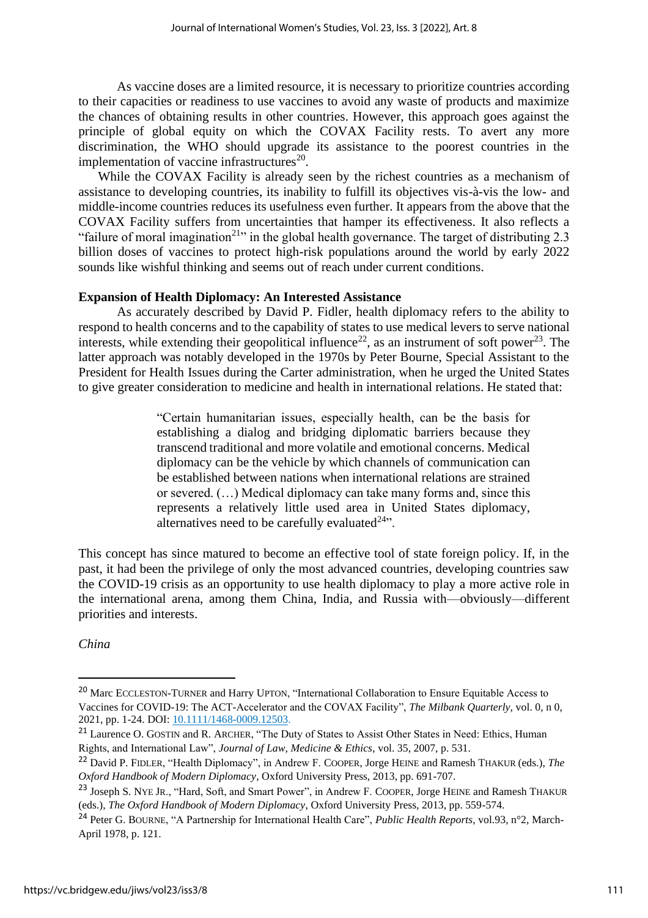As vaccine doses are a limited resource, it is necessary to prioritize countries according to their capacities or readiness to use vaccines to avoid any waste of products and maximize the chances of obtaining results in other countries. However, this approach goes against the principle of global equity on which the COVAX Facility rests. To avert any more discrimination, the WHO should upgrade its assistance to the poorest countries in the implementation of vaccine infrastructures[20].

While the COVAX Facility is already seen by the richest countries as a mechanism of assistance to developing countries, its inability to fulfill its objectives vis-à-vis the low- and middle-income countries reduces its usefulness even further. It appears from the above that the COVAX Facility suffers from uncertainties that hamper its effectiveness. It also reflects a "failure of moral imagination[21]" in the global health governance. The target of distributing 2.3 billion doses of vaccines to protect high-risk populations around the world by early 2022 sounds like wishful thinking and seems out of reach under current conditions.

**Expansion of Health Diplomacy: An Interested Assistance**

As accurately described by David P. Fidler, health diplomacy refers to the ability to respond to health concerns and to the capability of states to use medical levers to serve national interests, while extending their geopolitical influence[22], as an instrument of soft power[23]. The latter approach was notably developed in the 1970s by Peter Bourne, Special Assistant to the President for Health Issues during the Carter administration, when he urged the United States to give greater consideration to medicine and health in international relations. He stated that:

> "Certain humanitarian issues, especially health, can be the basis for establishing a dialog and bridging diplomatic barriers because they transcend traditional and more volatile and emotional concerns. Medical diplomacy can be the vehicle by which channels of communication can be established between nations when international relations are strained or severed. (…) Medical diplomacy can take many forms and, since this represents a relatively little used area in United States diplomacy, alternatives need to be carefully evaluated[24]".

This concept has since matured to become an effective tool of state foreign policy. If, in the past, it had been the privilege of only the most advanced countries, developing countries saw the COVID-19 crisis as an opportunity to use health diplomacy to play a more active role in the international arena, among them China, India, and Russia with—obviously—different priorities and interests.

*China*

---

[20] Marc ECCLESTON-TURNER and Harry UPTON, "International Collaboration to Ensure Equitable Access to Vaccines for COVID-19: The ACT-Accelerator and the COVAX Facility", *The Milbank Quarterly*, vol. 0, n 0, 2021, pp. 1-24. DOI: 10.1111/1468-0009.12503.

[21] Laurence O. GOSTIN and R. ARCHER, "The Duty of States to Assist Other States in Need: Ethics, Human Rights, and International Law", *Journal of Law, Medicine & Ethics*, vol. 35, 2007, p. 531.

[22] David P. FIDLER, "Health Diplomacy", in Andrew F. COOPER, Jorge HEINE and Ramesh THAKUR (eds.), *The Oxford Handbook of Modern Diplomacy*, Oxford University Press, 2013, pp. 691-707.

[23] Joseph S. NYE JR., "Hard, Soft, and Smart Power", in Andrew F. COOPER, Jorge HEINE and Ramesh THAKUR (eds.), *The Oxford Handbook of Modern Diplomacy*, Oxford University Press, 2013, pp. 559-574.

[24] Peter G. BOURNE, "A Partnership for International Health Care", *Public Health Reports*, vol.93, n°2, March-April 1978, p. 121.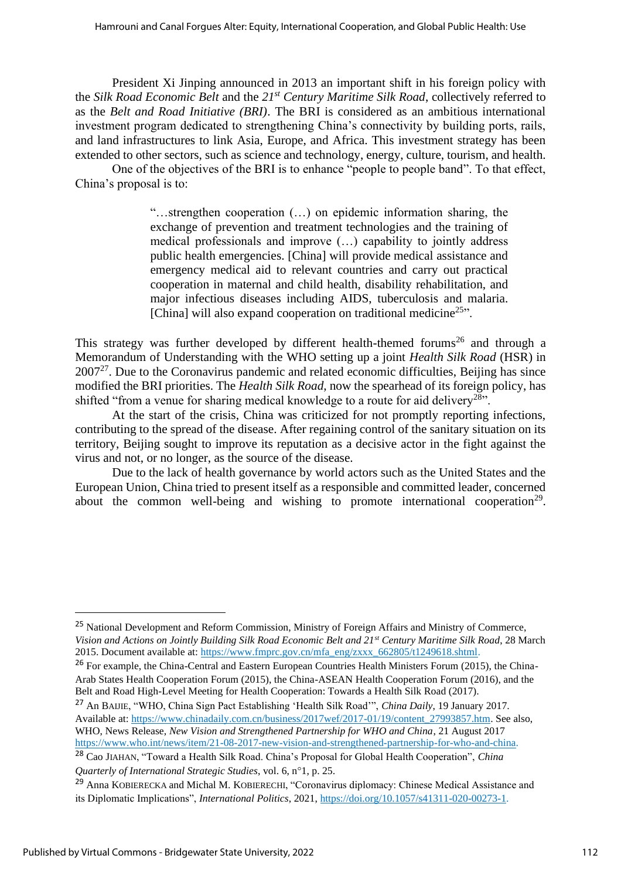President Xi Jinping announced in 2013 an important shift in his foreign policy with the *Silk Road Economic Belt* and the *21st Century Maritime Silk Road*, collectively referred to as the *Belt and Road Initiative (BRI)*. The BRI is considered as an ambitious international investment program dedicated to strengthening China's connectivity by building ports, rails, and land infrastructures to link Asia, Europe, and Africa. This investment strategy has been extended to other sectors, such as science and technology, energy, culture, tourism, and health.

One of the objectives of the BRI is to enhance "people to people band". To that effect, China's proposal is to:

> "…strengthen cooperation (…) on epidemic information sharing, the exchange of prevention and treatment technologies and the training of medical professionals and improve (…) capability to jointly address public health emergencies. [China] will provide medical assistance and emergency medical aid to relevant countries and carry out practical cooperation in maternal and child health, disability rehabilitation, and major infectious diseases including AIDS, tuberculosis and malaria. [China] will also expand cooperation on traditional medicine[25]".

This strategy was further developed by different health-themed forums[26] and through a Memorandum of Understanding with the WHO setting up a joint *Health Silk Road* (HSR) in 2007[27]. Due to the Coronavirus pandemic and related economic difficulties, Beijing has since modified the BRI priorities. The *Health Silk Road*, now the spearhead of its foreign policy, has shifted "from a venue for sharing medical knowledge to a route for aid delivery[28]".

At the start of the crisis, China was criticized for not promptly reporting infections, contributing to the spread of the disease. After regaining control of the sanitary situation on its territory, Beijing sought to improve its reputation as a decisive actor in the fight against the virus and not, or no longer, as the source of the disease.

Due to the lack of health governance by world actors such as the United States and the European Union, China tried to present itself as a responsible and committed leader, concerned about the common well-being and wishing to promote international cooperation[29].

---

[25] National Development and Reform Commission, Ministry of Foreign Affairs and Ministry of Commerce, *Vision and Actions on Jointly Building Silk Road Economic Belt and 21st Century Maritime Silk Road*, 28 March 2015. Document available at: https://www.fmprc.gov.cn/mfa_eng/zxxx_662805/t1249618.shtml.

[26] For example, the China-Central and Eastern European Countries Health Ministers Forum (2015), the China-Arab States Health Cooperation Forum (2015), the China-ASEAN Health Cooperation Forum (2016), and the Belt and Road High-Level Meeting for Health Cooperation: Towards a Health Silk Road (2017).

[27] An BAIJIE, "WHO, China Sign Pact Establishing 'Health Silk Road'", *China Daily*, 19 January 2017. Available at: https://www.chinadaily.com.cn/business/2017wef/2017-01/19/content_27993857.htm. See also, WHO, News Release, *New Vision and Strengthened Partnership for WHO and China*, 21 August 2017 https://www.who.int/news/item/21-08-2017-new-vision-and-strengthened-partnership-for-who-and-china.

[28] Cao JIAHAN, "Toward a Health Silk Road. China's Proposal for Global Health Cooperation", *China Quarterly of International Strategic Studies*, vol. 6, n°1, p. 25.

[29] Anna KOBIERECKA and Michal M. KOBIERECHI, "Coronavirus diplomacy: Chinese Medical Assistance and its Diplomatic Implications", *International Politics*, 2021, https://doi.org/10.1057/s41311-020-00273-1.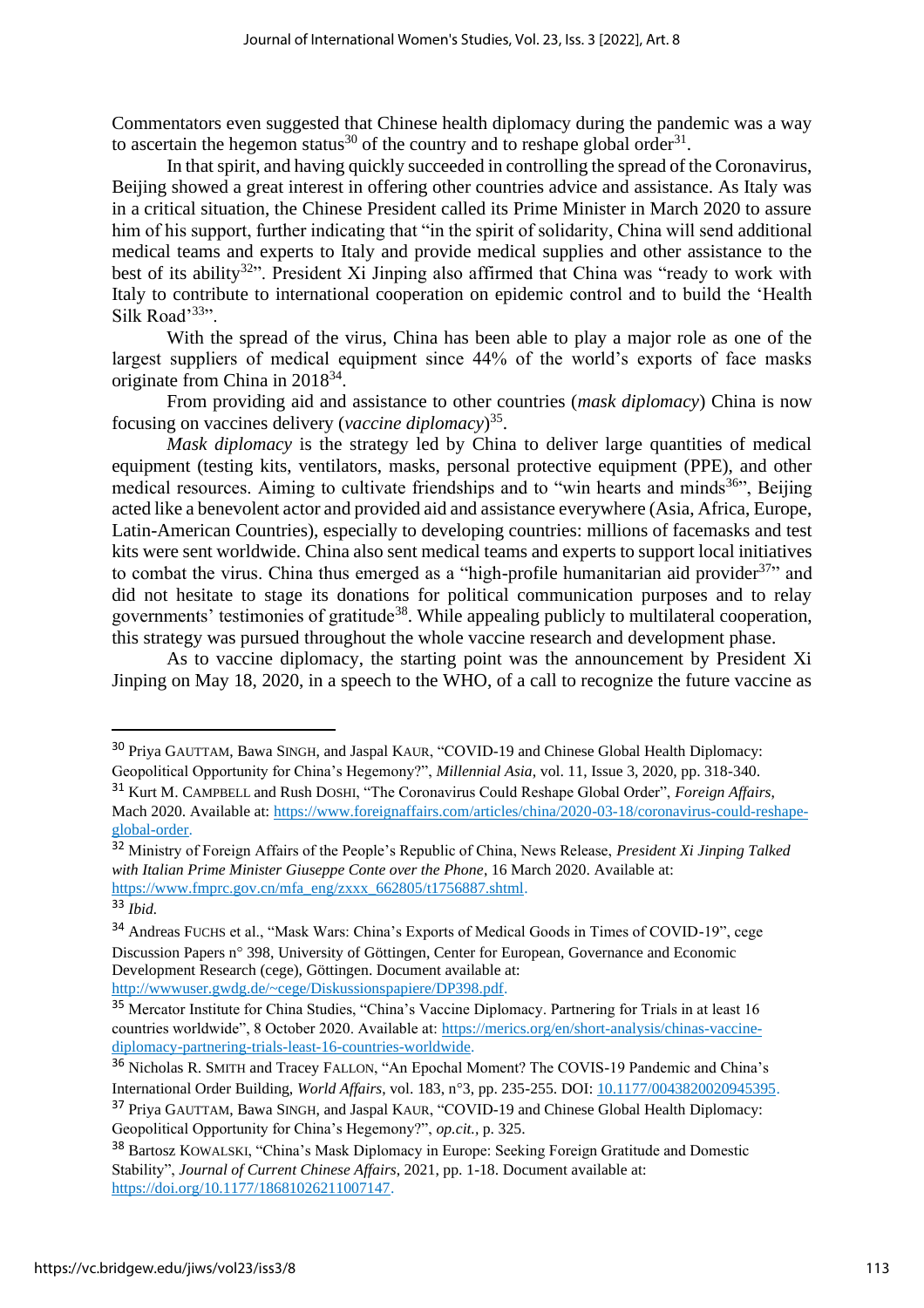Commentators even suggested that Chinese health diplomacy during the pandemic was a way to ascertain the hegemon status[30] of the country and to reshape global order[31].

In that spirit, and having quickly succeeded in controlling the spread of the Coronavirus, Beijing showed a great interest in offering other countries advice and assistance. As Italy was in a critical situation, the Chinese President called its Prime Minister in March 2020 to assure him of his support, further indicating that "in the spirit of solidarity, China will send additional medical teams and experts to Italy and provide medical supplies and other assistance to the best of its ability[32]". President Xi Jinping also affirmed that China was "ready to work with Italy to contribute to international cooperation on epidemic control and to build the 'Health Silk Road'[33]".

With the spread of the virus, China has been able to play a major role as one of the largest suppliers of medical equipment since 44% of the world's exports of face masks originate from China in 2018[34].

From providing aid and assistance to other countries (*mask diplomacy*) China is now focusing on vaccines delivery (*vaccine diplomacy*)[35].

*Mask diplomacy* is the strategy led by China to deliver large quantities of medical equipment (testing kits, ventilators, masks, personal protective equipment (PPE), and other medical resources. Aiming to cultivate friendships and to "win hearts and minds[36]", Beijing acted like a benevolent actor and provided aid and assistance everywhere (Asia, Africa, Europe, Latin-American Countries), especially to developing countries: millions of facemasks and test kits were sent worldwide. China also sent medical teams and experts to support local initiatives to combat the virus. China thus emerged as a "high-profile humanitarian aid provider[37]" and did not hesitate to stage its donations for political communication purposes and to relay governments' testimonies of gratitude[38]. While appealing publicly to multilateral cooperation, this strategy was pursued throughout the whole vaccine research and development phase.

As to vaccine diplomacy, the starting point was the announcement by President Xi Jinping on May 18, 2020, in a speech to the WHO, of a call to recognize the future vaccine as

---

[30] Priya GAUTTAM, Bawa SINGH, and Jaspal KAUR, "COVID-19 and Chinese Global Health Diplomacy: Geopolitical Opportunity for China's Hegemony?", *Millennial Asia*, vol. 11, Issue 3, 2020, pp. 318-340.

[31] Kurt M. CAMPBELL and Rush DOSHI, "The Coronavirus Could Reshape Global Order", *Foreign Affairs*, Mach 2020. Available at: https://www.foreignaffairs.com/articles/china/2020-03-18/coronavirus-could-reshape-global-order.

[32] Ministry of Foreign Affairs of the People's Republic of China, News Release, *President Xi Jinping Talked with Italian Prime Minister Giuseppe Conte over the Phone*, 16 March 2020. Available at: https://www.fmprc.gov.cn/mfa_eng/zxxx_662805/t1756887.shtml.

[33] *Ibid.*

[34] Andreas FUCHS et al., "Mask Wars: China's Exports of Medical Goods in Times of COVID-19", cege Discussion Papers n° 398, University of Göttingen, Center for European, Governance and Economic Development Research (cege), Göttingen. Document available at: http://wwwuser.gwdg.de/~cege/Diskussionspapiere/DP398.pdf.

[35] Mercator Institute for China Studies, "China's Vaccine Diplomacy. Partnering for Trials in at least 16 countries worldwide", 8 October 2020. Available at: https://merics.org/en/short-analysis/chinas-vaccine-diplomacy-partnering-trials-least-16-countries-worldwide.

[36] Nicholas R. SMITH and Tracey FALLON, "An Epochal Moment? The COVIS-19 Pandemic and China's International Order Building, *World Affairs*, vol. 183, n°3, pp. 235-255. DOI: 10.1177/0043820020945395.

[37] Priya GAUTTAM, Bawa SINGH, and Jaspal KAUR, "COVID-19 and Chinese Global Health Diplomacy: Geopolitical Opportunity for China's Hegemony?", *op.cit.*, p. 325.

[38] Bartosz KOWALSKI, "China's Mask Diplomacy in Europe: Seeking Foreign Gratitude and Domestic Stability", *Journal of Current Chinese Affairs*, 2021, pp. 1-18. Document available at: https://doi.org/10.1177/18681026211007147.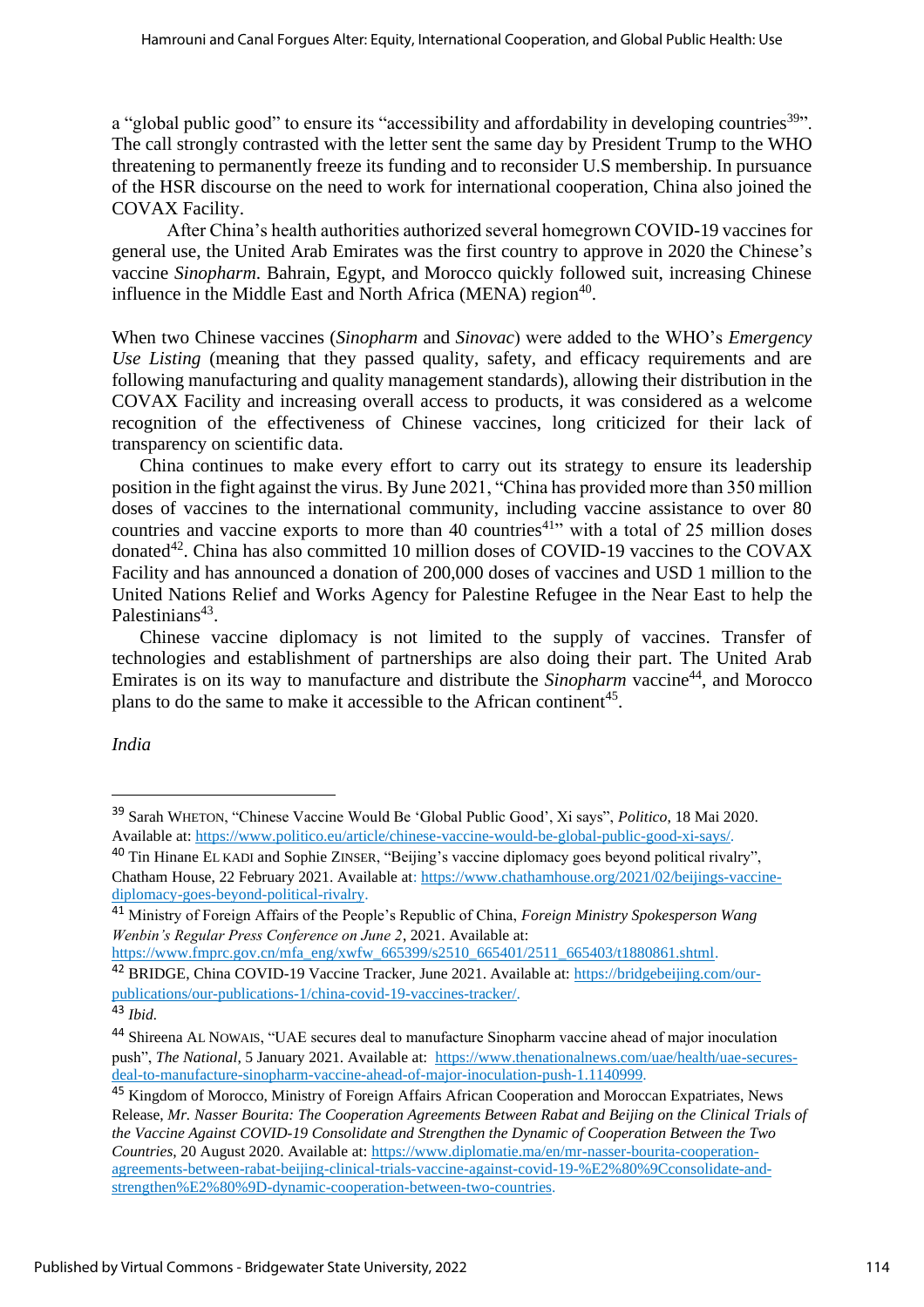a "global public good" to ensure its "accessibility and affordability in developing countries[39]". The call strongly contrasted with the letter sent the same day by President Trump to the WHO threatening to permanently freeze its funding and to reconsider U.S membership. In pursuance of the HSR discourse on the need to work for international cooperation, China also joined the COVAX Facility.

After China's health authorities authorized several homegrown COVID-19 vaccines for general use, the United Arab Emirates was the first country to approve in 2020 the Chinese's vaccine *Sinopharm*. Bahrain, Egypt, and Morocco quickly followed suit, increasing Chinese influence in the Middle East and North Africa (MENA) region[40].

When two Chinese vaccines (*Sinopharm* and *Sinovac*) were added to the WHO's *Emergency Use Listing* (meaning that they passed quality, safety, and efficacy requirements and are following manufacturing and quality management standards), allowing their distribution in the COVAX Facility and increasing overall access to products, it was considered as a welcome recognition of the effectiveness of Chinese vaccines, long criticized for their lack of transparency on scientific data.

China continues to make every effort to carry out its strategy to ensure its leadership position in the fight against the virus. By June 2021, "China has provided more than 350 million doses of vaccines to the international community, including vaccine assistance to over 80 countries and vaccine exports to more than 40 countries[41]" with a total of 25 million doses donated[42]. China has also committed 10 million doses of COVID-19 vaccines to the COVAX Facility and has announced a donation of 200,000 doses of vaccines and USD 1 million to the United Nations Relief and Works Agency for Palestine Refugee in the Near East to help the Palestinians[43].

Chinese vaccine diplomacy is not limited to the supply of vaccines. Transfer of technologies and establishment of partnerships are also doing their part. The United Arab Emirates is on its way to manufacture and distribute the *Sinopharm* vaccine[44], and Morocco plans to do the same to make it accessible to the African continent[45].

*India*

---

[39] Sarah WHETON, "Chinese Vaccine Would Be 'Global Public Good', Xi says", *Politico*, 18 Mai 2020. Available at: https://www.politico.eu/article/chinese-vaccine-would-be-global-public-good-xi-says/.

[40] Tin Hinane EL KADI and Sophie ZINSER, "Beijing's vaccine diplomacy goes beyond political rivalry", Chatham House, 22 February 2021. Available at: https://www.chathamhouse.org/2021/02/beijings-vaccine-diplomacy-goes-beyond-political-rivalry.

[41] Ministry of Foreign Affairs of the People's Republic of China, *Foreign Ministry Spokesperson Wang Wenbin's Regular Press Conference on June 2*, 2021. Available at: https://www.fmprc.gov.cn/mfa_eng/xwfw_665399/s2510_665401/2511_665403/t1880861.shtml.

[42] BRIDGE, China COVID-19 Vaccine Tracker, June 2021. Available at: https://bridgebeijing.com/our-publications/our-publications-1/china-covid-19-vaccines-tracker/.

[43] *Ibid.*

[44] Shireena AL NOWAIS, "UAE secures deal to manufacture Sinopharm vaccine ahead of major inoculation push", *The National*, 5 January 2021. Available at: https://www.thenationalnews.com/uae/health/uae-secures-deal-to-manufacture-sinopharm-vaccine-ahead-of-major-inoculation-push-1.1140999.

[45] Kingdom of Morocco, Ministry of Foreign Affairs African Cooperation and Moroccan Expatriates, News Release, *Mr. Nasser Bourita: The Cooperation Agreements Between Rabat and Beijing on the Clinical Trials of the Vaccine Against COVID-19 Consolidate and Strengthen the Dynamic of Cooperation Between the Two Countries*, 20 August 2020. Available at: https://www.diplomatie.ma/en/mr-nasser-bourita-cooperation-agreements-between-rabat-beijing-clinical-trials-vaccine-against-covid-19-%E2%80%9Cconsolidate-and-strengthen%E2%80%9D-dynamic-cooperation-between-two-countries.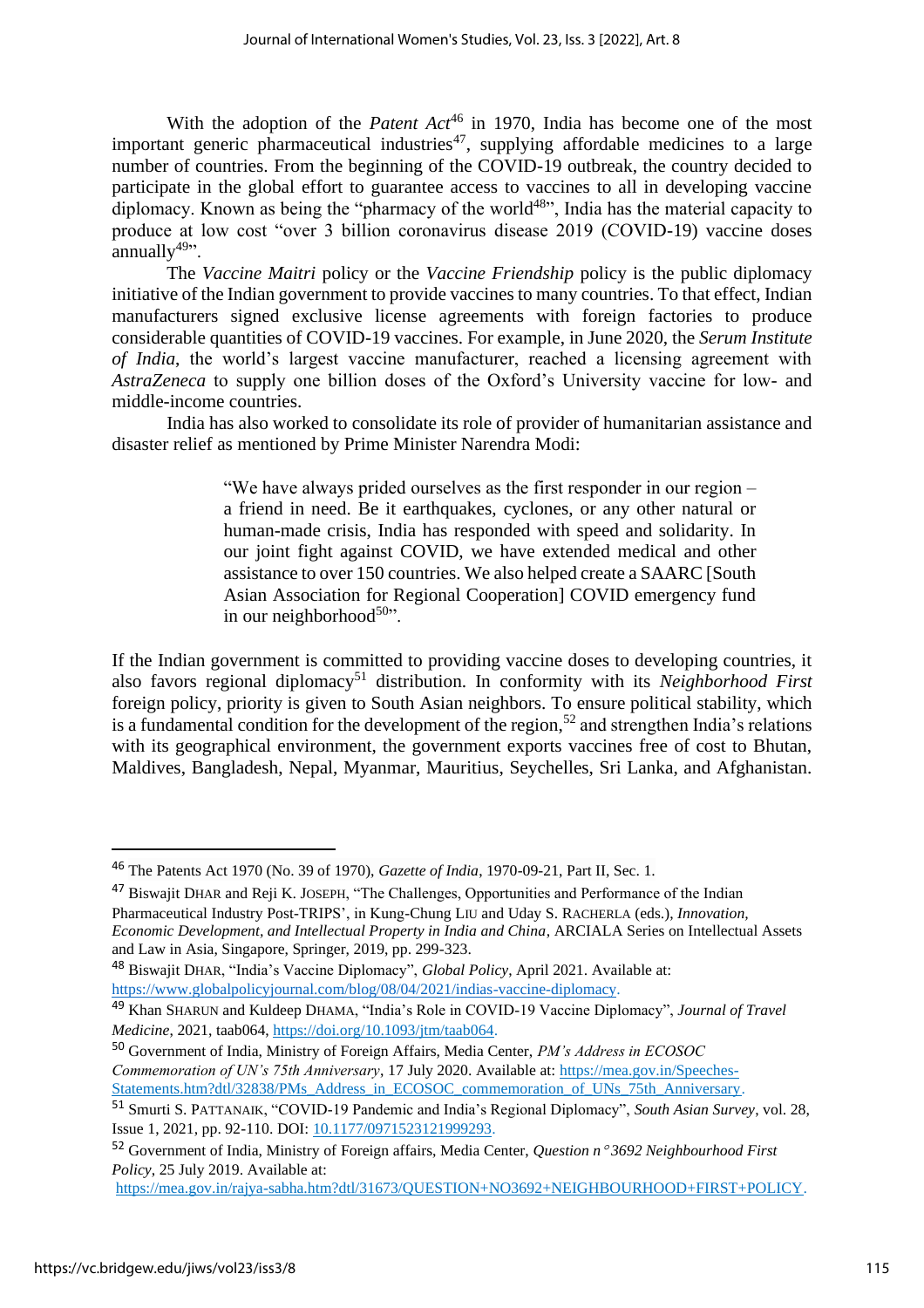With the adoption of the *Patent Act*[46] in 1970, India has become one of the most important generic pharmaceutical industries[47], supplying affordable medicines to a large number of countries. From the beginning of the COVID-19 outbreak, the country decided to participate in the global effort to guarantee access to vaccines to all in developing vaccine diplomacy. Known as being the "pharmacy of the world[48]", India has the material capacity to produce at low cost "over 3 billion coronavirus disease 2019 (COVID-19) vaccine doses annually[49]".

The *Vaccine Maitri* policy or the *Vaccine Friendship* policy is the public diplomacy initiative of the Indian government to provide vaccines to many countries. To that effect, Indian manufacturers signed exclusive license agreements with foreign factories to produce considerable quantities of COVID-19 vaccines. For example, in June 2020, the *Serum Institute of India*, the world's largest vaccine manufacturer, reached a licensing agreement with *AstraZeneca* to supply one billion doses of the Oxford's University vaccine for low- and middle-income countries.

India has also worked to consolidate its role of provider of humanitarian assistance and disaster relief as mentioned by Prime Minister Narendra Modi:

> "We have always prided ourselves as the first responder in our region – a friend in need. Be it earthquakes, cyclones, or any other natural or human-made crisis, India has responded with speed and solidarity. In our joint fight against COVID, we have extended medical and other assistance to over 150 countries. We also helped create a SAARC [South Asian Association for Regional Cooperation] COVID emergency fund in our neighborhood[50]".

If the Indian government is committed to providing vaccine doses to developing countries, it also favors regional diplomacy[51] distribution. In conformity with its *Neighborhood First* foreign policy, priority is given to South Asian neighbors. To ensure political stability, which is a fundamental condition for the development of the region,[52] and strengthen India's relations with its geographical environment, the government exports vaccines free of cost to Bhutan, Maldives, Bangladesh, Nepal, Myanmar, Mauritius, Seychelles, Sri Lanka, and Afghanistan.

---

[46] The Patents Act 1970 (No. 39 of 1970), *Gazette of India*, 1970-09-21, Part II, Sec. 1.

[47] Biswajit DHAR and Reji K. JOSEPH, "The Challenges, Opportunities and Performance of the Indian Pharmaceutical Industry Post-TRIPS', in Kung-Chung LIU and Uday S. RACHERLA (eds.), *Innovation, Economic Development, and Intellectual Property in India and China*, ARCIALA Series on Intellectual Assets and Law in Asia, Singapore, Springer, 2019, pp. 299-323.

[48] Biswajit DHAR, "India's Vaccine Diplomacy", *Global Policy*, April 2021. Available at: https://www.globalpolicyjournal.com/blog/08/04/2021/indias-vaccine-diplomacy.

[49] Khan SHARUN and Kuldeep DHAMA, "India's Role in COVID-19 Vaccine Diplomacy", *Journal of Travel Medicine*, 2021, taab064, https://doi.org/10.1093/jtm/taab064.

[50] Government of India, Ministry of Foreign Affairs, Media Center, *PM's Address in ECOSOC Commemoration of UN's 75th Anniversary*, 17 July 2020. Available at: https://mea.gov.in/Speeches-Statements.htm?dtl/32838/PMs_Address_in_ECOSOC_commemoration_of_UNs_75th_Anniversary.

[51] Smurti S. PATTANAIK, "COVID-19 Pandemic and India's Regional Diplomacy", *South Asian Survey*, vol. 28, Issue 1, 2021, pp. 92-110. DOI: 10.1177/0971523121999293.

[52] Government of India, Ministry of Foreign affairs, Media Center, *Question n°3692 Neighbourhood First Policy*, 25 July 2019. Available at: https://mea.gov.in/rajya-sabha.htm?dtl/31673/QUESTION+NO3692+NEIGHBOURHOOD+FIRST+POLICY.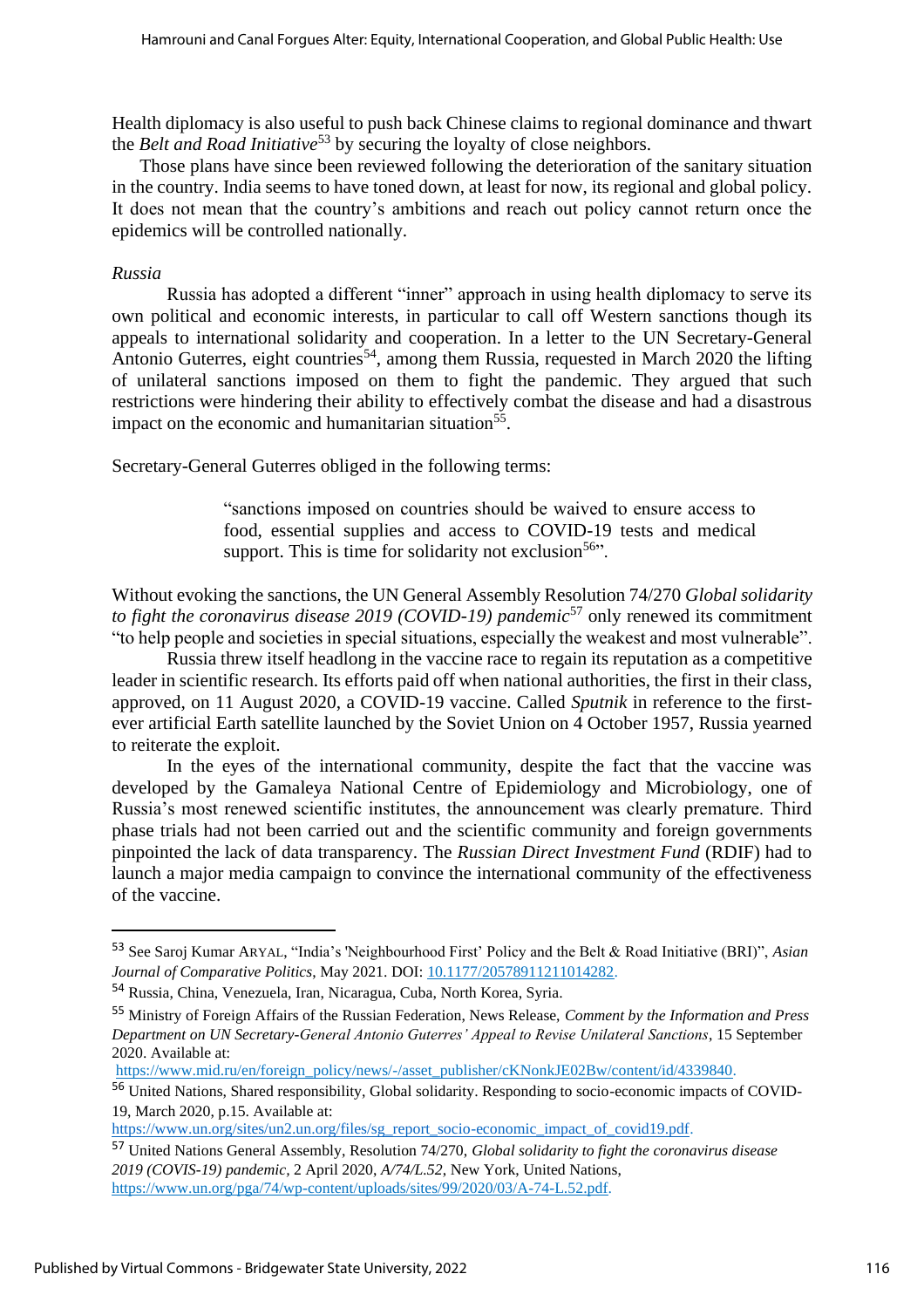Health diplomacy is also useful to push back Chinese claims to regional dominance and thwart the *Belt and Road Initiative*[53] by securing the loyalty of close neighbors.

Those plans have since been reviewed following the deterioration of the sanitary situation in the country. India seems to have toned down, at least for now, its regional and global policy. It does not mean that the country's ambitions and reach out policy cannot return once the epidemics will be controlled nationally.

*Russia*

Russia has adopted a different "inner" approach in using health diplomacy to serve its own political and economic interests, in particular to call off Western sanctions though its appeals to international solidarity and cooperation. In a letter to the UN Secretary-General Antonio Guterres, eight countries[54], among them Russia, requested in March 2020 the lifting of unilateral sanctions imposed on them to fight the pandemic. They argued that such restrictions were hindering their ability to effectively combat the disease and had a disastrous impact on the economic and humanitarian situation[55].

Secretary-General Guterres obliged in the following terms:

> "sanctions imposed on countries should be waived to ensure access to food, essential supplies and access to COVID-19 tests and medical support. This is time for solidarity not exclusion[56]".

Without evoking the sanctions, the UN General Assembly Resolution 74/270 *Global solidarity to fight the coronavirus disease 2019 (COVID-19) pandemic*[57] only renewed its commitment "to help people and societies in special situations, especially the weakest and most vulnerable".

Russia threw itself headlong in the vaccine race to regain its reputation as a competitive leader in scientific research. Its efforts paid off when national authorities, the first in their class, approved, on 11 August 2020, a COVID-19 vaccine. Called *Sputnik* in reference to the first-ever artificial Earth satellite launched by the Soviet Union on 4 October 1957, Russia yearned to reiterate the exploit.

In the eyes of the international community, despite the fact that the vaccine was developed by the Gamaleya National Centre of Epidemiology and Microbiology, one of Russia's most renewed scientific institutes, the announcement was clearly premature. Third phase trials had not been carried out and the scientific community and foreign governments pinpointed the lack of data transparency. The *Russian Direct Investment Fund* (RDIF) had to launch a major media campaign to convince the international community of the effectiveness of the vaccine.

---

[53] See Saroj Kumar ARYAL, "India's 'Neighbourhood First' Policy and the Belt & Road Initiative (BRI)", *Asian Journal of Comparative Politics*, May 2021. DOI: 10.1177/20578911211014282.

[54] Russia, China, Venezuela, Iran, Nicaragua, Cuba, North Korea, Syria.

[55] Ministry of Foreign Affairs of the Russian Federation, News Release, *Comment by the Information and Press Department on UN Secretary-General Antonio Guterres' Appeal to Revise Unilateral Sanctions*, 15 September 2020. Available at: https://www.mid.ru/en/foreign_policy/news/-/asset_publisher/cKNonkJE02Bw/content/id/4339840.

[56] United Nations, Shared responsibility, Global solidarity. Responding to socio-economic impacts of COVID-19, March 2020, p.15. Available at: https://www.un.org/sites/un2.un.org/files/sg_report_socio-economic_impact_of_covid19.pdf.

[57] United Nations General Assembly, Resolution 74/270, *Global solidarity to fight the coronavirus disease 2019 (COVIS-19) pandemic*, 2 April 2020, *A/74/L.52*, New York, United Nations, https://www.un.org/pga/74/wp-content/uploads/sites/99/2020/03/A-74-L.52.pdf.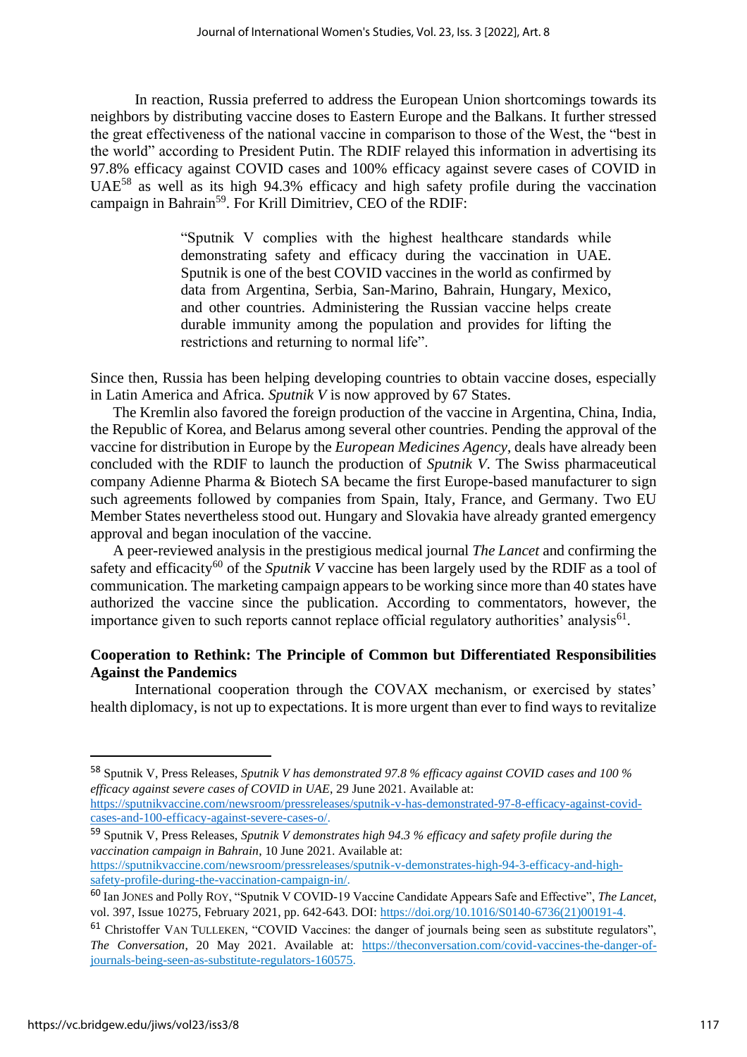In reaction, Russia preferred to address the European Union shortcomings towards its neighbors by distributing vaccine doses to Eastern Europe and the Balkans. It further stressed the great effectiveness of the national vaccine in comparison to those of the West, the "best in the world" according to President Putin. The RDIF relayed this information in advertising its 97.8% efficacy against COVID cases and 100% efficacy against severe cases of COVID in UAE[58] as well as its high 94.3% efficacy and high safety profile during the vaccination campaign in Bahrain[59]. For Krill Dimitriev, CEO of the RDIF:

> "Sputnik V complies with the highest healthcare standards while demonstrating safety and efficacy during the vaccination in UAE. Sputnik is one of the best COVID vaccines in the world as confirmed by data from Argentina, Serbia, San-Marino, Bahrain, Hungary, Mexico, and other countries. Administering the Russian vaccine helps create durable immunity among the population and provides for lifting the restrictions and returning to normal life".

Since then, Russia has been helping developing countries to obtain vaccine doses, especially in Latin America and Africa. *Sputnik V* is now approved by 67 States.

The Kremlin also favored the foreign production of the vaccine in Argentina, China, India, the Republic of Korea, and Belarus among several other countries. Pending the approval of the vaccine for distribution in Europe by the *European Medicines Agency*, deals have already been concluded with the RDIF to launch the production of *Sputnik V*. The Swiss pharmaceutical company Adienne Pharma & Biotech SA became the first Europe-based manufacturer to sign such agreements followed by companies from Spain, Italy, France, and Germany. Two EU Member States nevertheless stood out. Hungary and Slovakia have already granted emergency approval and began inoculation of the vaccine.

A peer-reviewed analysis in the prestigious medical journal *The Lancet* and confirming the safety and efficacity[60] of the *Sputnik V* vaccine has been largely used by the RDIF as a tool of communication. The marketing campaign appears to be working since more than 40 states have authorized the vaccine since the publication. According to commentators, however, the importance given to such reports cannot replace official regulatory authorities' analysis[61].

## Cooperation to Rethink: The Principle of Common but Differentiated Responsibilities Against the Pandemics

International cooperation through the COVAX mechanism, or exercised by states' health diplomacy, is not up to expectations. It is more urgent than ever to find ways to revitalize

---

[58] Sputnik V, Press Releases, *Sputnik V has demonstrated 97.8 % efficacy against COVID cases and 100 % efficacy against severe cases of COVID in UAE*, 29 June 2021. Available at: https://sputnikvaccine.com/newsroom/pressreleases/sputnik-v-has-demonstrated-97-8-efficacy-against-covid-cases-and-100-efficacy-against-severe-cases-o/.

[59] Sputnik V, Press Releases, *Sputnik V demonstrates high 94.3 % efficacy and safety profile during the vaccination campaign in Bahrain*, 10 June 2021. Available at: https://sputnikvaccine.com/newsroom/pressreleases/sputnik-v-demonstrates-high-94-3-efficacy-and-high-safety-profile-during-the-vaccination-campaign-in/.

[60] Ian JONES and Polly ROY, "Sputnik V COVID-19 Vaccine Candidate Appears Safe and Effective", *The Lancet*, vol. 397, Issue 10275, February 2021, pp. 642-643. DOI: https://doi.org/10.1016/S0140-6736(21)00191-4.

[61] Christoffer VAN TULLEKEN, "COVID Vaccines: the danger of journals being seen as substitute regulators", *The Conversation*, 20 May 2021. Available at: https://theconversation.com/covid-vaccines-the-danger-of-journals-being-seen-as-substitute-regulators-160575.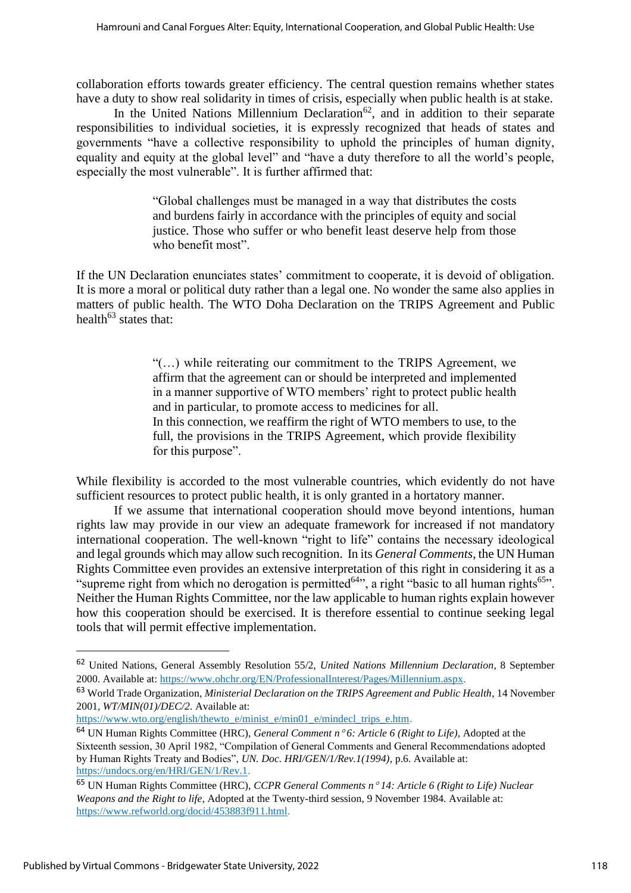collaboration efforts towards greater efficiency. The central question remains whether states have a duty to show real solidarity in times of crisis, especially when public health is at stake.

In the United Nations Millennium Declaration[62], and in addition to their separate responsibilities to individual societies, it is expressly recognized that heads of states and governments "have a collective responsibility to uphold the principles of human dignity, equality and equity at the global level" and "have a duty therefore to all the world's people, especially the most vulnerable". It is further affirmed that:

> "Global challenges must be managed in a way that distributes the costs and burdens fairly in accordance with the principles of equity and social justice. Those who suffer or who benefit least deserve help from those who benefit most".

If the UN Declaration enunciates states' commitment to cooperate, it is devoid of obligation. It is more a moral or political duty rather than a legal one. No wonder the same also applies in matters of public health. The WTO Doha Declaration on the TRIPS Agreement and Public health[63] states that:

> "(…) while reiterating our commitment to the TRIPS Agreement, we affirm that the agreement can or should be interpreted and implemented in a manner supportive of WTO members' right to protect public health and in particular, to promote access to medicines for all.
> In this connection, we reaffirm the right of WTO members to use, to the full, the provisions in the TRIPS Agreement, which provide flexibility for this purpose".

While flexibility is accorded to the most vulnerable countries, which evidently do not have sufficient resources to protect public health, it is only granted in a hortatory manner.

If we assume that international cooperation should move beyond intentions, human rights law may provide in our view an adequate framework for increased if not mandatory international cooperation. The well-known "right to life" contains the necessary ideological and legal grounds which may allow such recognition. In its *General Comments*, the UN Human Rights Committee even provides an extensive interpretation of this right in considering it as a "supreme right from which no derogation is permitted[64]", a right "basic to all human rights[65]". Neither the Human Rights Committee, nor the law applicable to human rights explain however how this cooperation should be exercised. It is therefore essential to continue seeking legal tools that will permit effective implementation.

---

[62] United Nations, General Assembly Resolution 55/2, *United Nations Millennium Declaration*, 8 September 2000. Available at: https://www.ohchr.org/EN/ProfessionalInterest/Pages/Millennium.aspx.

[63] World Trade Organization, *Ministerial Declaration on the TRIPS Agreement and Public Health*, 14 November 2001, *WT/MIN(01)/DEC/2*. Available at: https://www.wto.org/english/thewto_e/minist_e/min01_e/mindecl_trips_e.htm.

[64] UN Human Rights Committee (HRC), *General Comment n° 6: Article 6 (Right to Life)*, Adopted at the Sixteenth session, 30 April 1982, "Compilation of General Comments and General Recommendations adopted by Human Rights Treaty and Bodies", *UN. Doc. HRI/GEN/1/Rev.1(1994)*, p.6. Available at: https://undocs.org/en/HRI/GEN/1/Rev.1.

[65] UN Human Rights Committee (HRC), *CCPR General Comments n° 14: Article 6 (Right to Life) Nuclear Weapons and the Right to life*, Adopted at the Twenty-third session, 9 November 1984. Available at: https://www.refworld.org/docid/453883f911.html.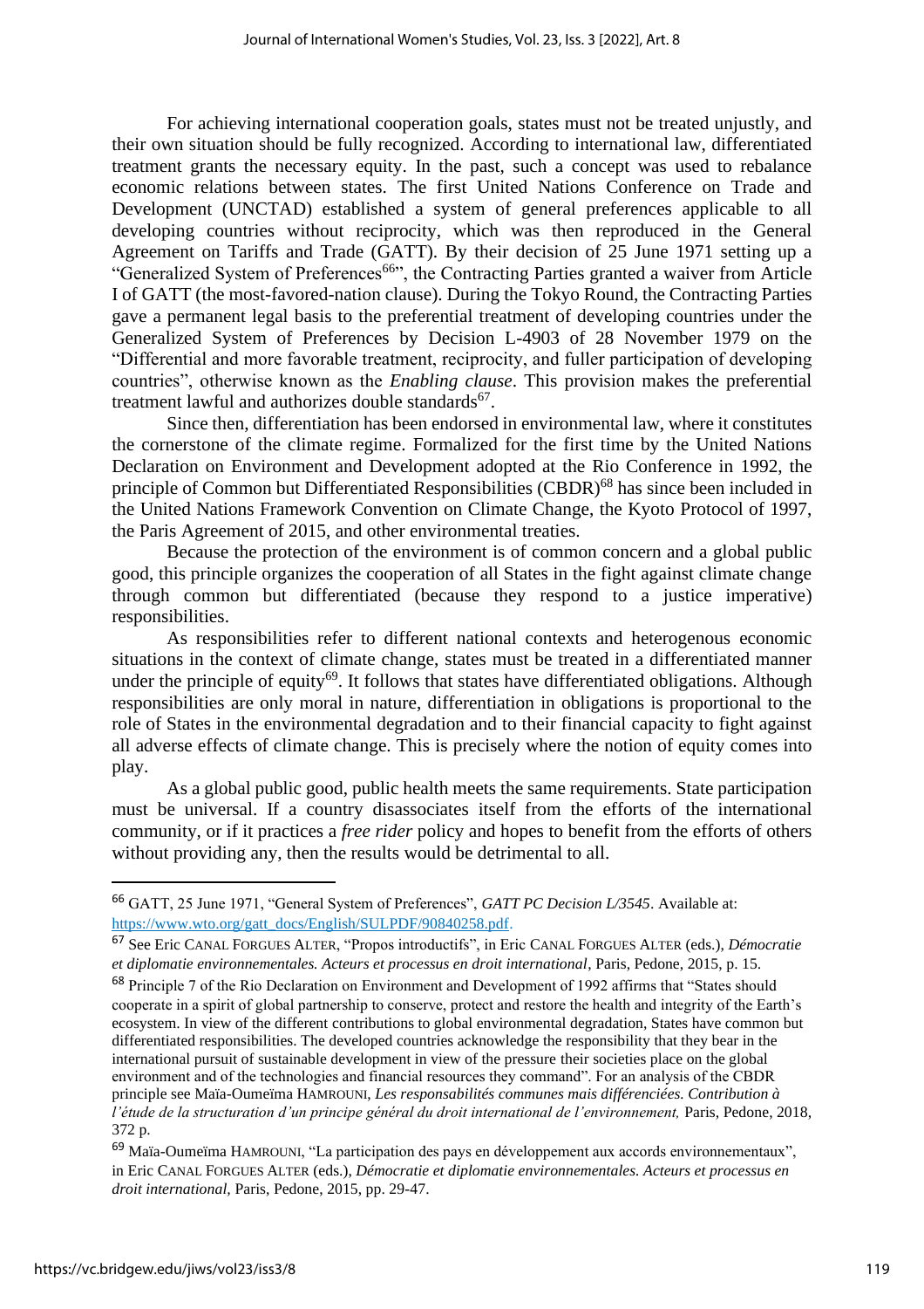For achieving international cooperation goals, states must not be treated unjustly, and their own situation should be fully recognized. According to international law, differentiated treatment grants the necessary equity. In the past, such a concept was used to rebalance economic relations between states. The first United Nations Conference on Trade and Development (UNCTAD) established a system of general preferences applicable to all developing countries without reciprocity, which was then reproduced in the General Agreement on Tariffs and Trade (GATT). By their decision of 25 June 1971 setting up a "Generalized System of Preferences[66]", the Contracting Parties granted a waiver from Article I of GATT (the most-favored-nation clause). During the Tokyo Round, the Contracting Parties gave a permanent legal basis to the preferential treatment of developing countries under the Generalized System of Preferences by Decision L-4903 of 28 November 1979 on the "Differential and more favorable treatment, reciprocity, and fuller participation of developing countries", otherwise known as the *Enabling clause*. This provision makes the preferential treatment lawful and authorizes double standards[67].

Since then, differentiation has been endorsed in environmental law, where it constitutes the cornerstone of the climate regime. Formalized for the first time by the United Nations Declaration on Environment and Development adopted at the Rio Conference in 1992, the principle of Common but Differentiated Responsibilities (CBDR)[68] has since been included in the United Nations Framework Convention on Climate Change, the Kyoto Protocol of 1997, the Paris Agreement of 2015, and other environmental treaties.

Because the protection of the environment is of common concern and a global public good, this principle organizes the cooperation of all States in the fight against climate change through common but differentiated (because they respond to a justice imperative) responsibilities.

As responsibilities refer to different national contexts and heterogenous economic situations in the context of climate change, states must be treated in a differentiated manner under the principle of equity[69]. It follows that states have differentiated obligations. Although responsibilities are only moral in nature, differentiation in obligations is proportional to the role of States in the environmental degradation and to their financial capacity to fight against all adverse effects of climate change. This is precisely where the notion of equity comes into play.

As a global public good, public health meets the same requirements. State participation must be universal. If a country disassociates itself from the efforts of the international community, or if it practices a *free rider* policy and hopes to benefit from the efforts of others without providing any, then the results would be detrimental to all.

---

[66] GATT, 25 June 1971, "General System of Preferences", *GATT PC Decision L/3545*. Available at: https://www.wto.org/gatt_docs/English/SULPDF/90840258.pdf.

[67] See Eric CANAL FORGUES ALTER, "Propos introductifs", in Eric CANAL FORGUES ALTER (eds.), *Démocratie et diplomatie environnementales. Acteurs et processus en droit international*, Paris, Pedone, 2015, p. 15.

[68] Principle 7 of the Rio Declaration on Environment and Development of 1992 affirms that "States should cooperate in a spirit of global partnership to conserve, protect and restore the health and integrity of the Earth's ecosystem. In view of the different contributions to global environmental degradation, States have common but differentiated responsibilities. The developed countries acknowledge the responsibility that they bear in the international pursuit of sustainable development in view of the pressure their societies place on the global environment and of the technologies and financial resources they command". For an analysis of the CBDR principle see Maïa-Oumeïma HAMROUNI, *Les responsabilités communes mais différenciées. Contribution à l'étude de la structuration d'un principe général du droit international de l'environnement,* Paris, Pedone, 2018, 372 p.

[69] Maïa-Oumeïma HAMROUNI, "La participation des pays en développement aux accords environnementaux", in Eric CANAL FORGUES ALTER (eds.), *Démocratie et diplomatie environnementales. Acteurs et processus en droit international,* Paris, Pedone, 2015, pp. 29-47.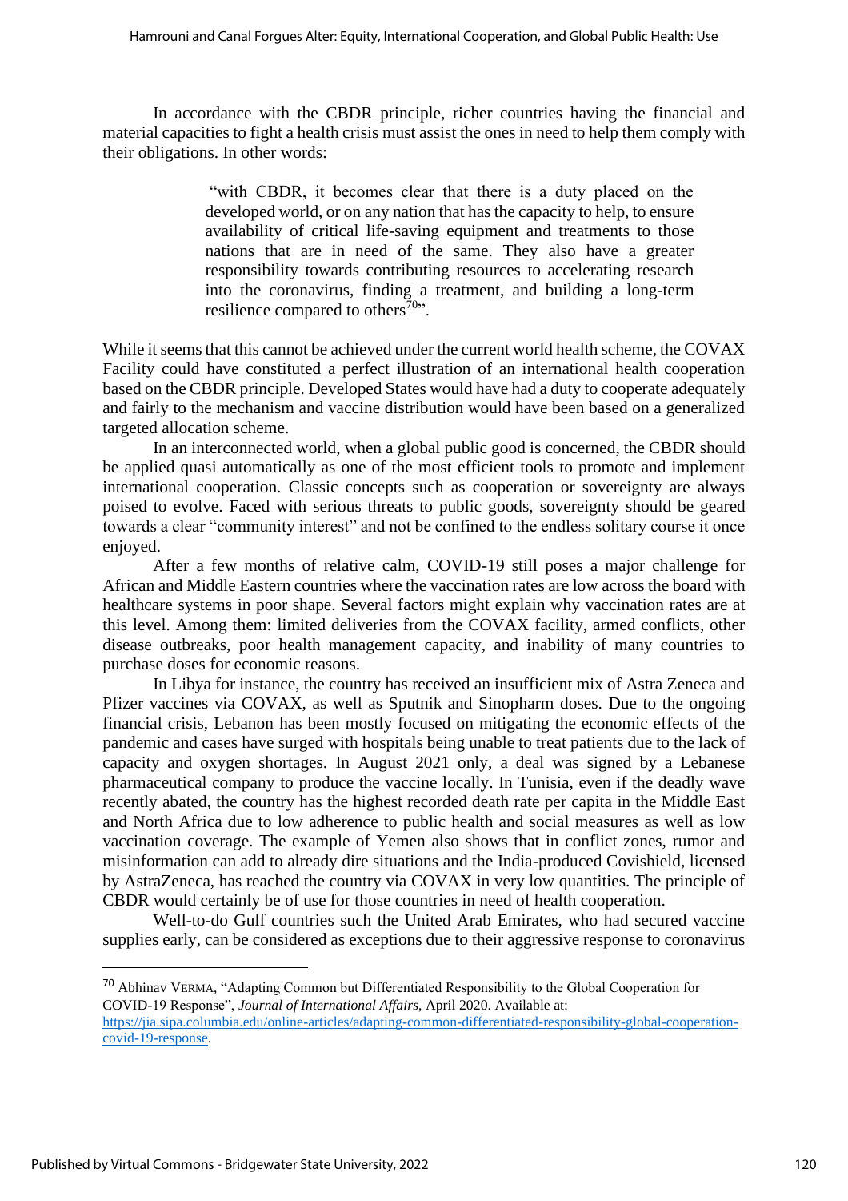In accordance with the CBDR principle, richer countries having the financial and material capacities to fight a health crisis must assist the ones in need to help them comply with their obligations. In other words:

> "with CBDR, it becomes clear that there is a duty placed on the developed world, or on any nation that has the capacity to help, to ensure availability of critical life-saving equipment and treatments to those nations that are in need of the same. They also have a greater responsibility towards contributing resources to accelerating research into the coronavirus, finding a treatment, and building a long-term resilience compared to others[70]".

While it seems that this cannot be achieved under the current world health scheme, the COVAX Facility could have constituted a perfect illustration of an international health cooperation based on the CBDR principle. Developed States would have had a duty to cooperate adequately and fairly to the mechanism and vaccine distribution would have been based on a generalized targeted allocation scheme.

In an interconnected world, when a global public good is concerned, the CBDR should be applied quasi automatically as one of the most efficient tools to promote and implement international cooperation. Classic concepts such as cooperation or sovereignty are always poised to evolve. Faced with serious threats to public goods, sovereignty should be geared towards a clear "community interest" and not be confined to the endless solitary course it once enjoyed.

After a few months of relative calm, COVID-19 still poses a major challenge for African and Middle Eastern countries where the vaccination rates are low across the board with healthcare systems in poor shape. Several factors might explain why vaccination rates are at this level. Among them: limited deliveries from the COVAX facility, armed conflicts, other disease outbreaks, poor health management capacity, and inability of many countries to purchase doses for economic reasons.

In Libya for instance, the country has received an insufficient mix of Astra Zeneca and Pfizer vaccines via COVAX, as well as Sputnik and Sinopharm doses. Due to the ongoing financial crisis, Lebanon has been mostly focused on mitigating the economic effects of the pandemic and cases have surged with hospitals being unable to treat patients due to the lack of capacity and oxygen shortages. In August 2021 only, a deal was signed by a Lebanese pharmaceutical company to produce the vaccine locally. In Tunisia, even if the deadly wave recently abated, the country has the highest recorded death rate per capita in the Middle East and North Africa due to low adherence to public health and social measures as well as low vaccination coverage. The example of Yemen also shows that in conflict zones, rumor and misinformation can add to already dire situations and the India-produced Covishield, licensed by AstraZeneca, has reached the country via COVAX in very low quantities. The principle of CBDR would certainly be of use for those countries in need of health cooperation.

Well-to-do Gulf countries such the United Arab Emirates, who had secured vaccine supplies early, can be considered as exceptions due to their aggressive response to coronavirus

---

[70] Abhinav VERMA, "Adapting Common but Differentiated Responsibility to the Global Cooperation for COVID-19 Response", *Journal of International Affairs*, April 2020. Available at: https://jia.sipa.columbia.edu/online-articles/adapting-common-differentiated-responsibility-global-cooperation-covid-19-response.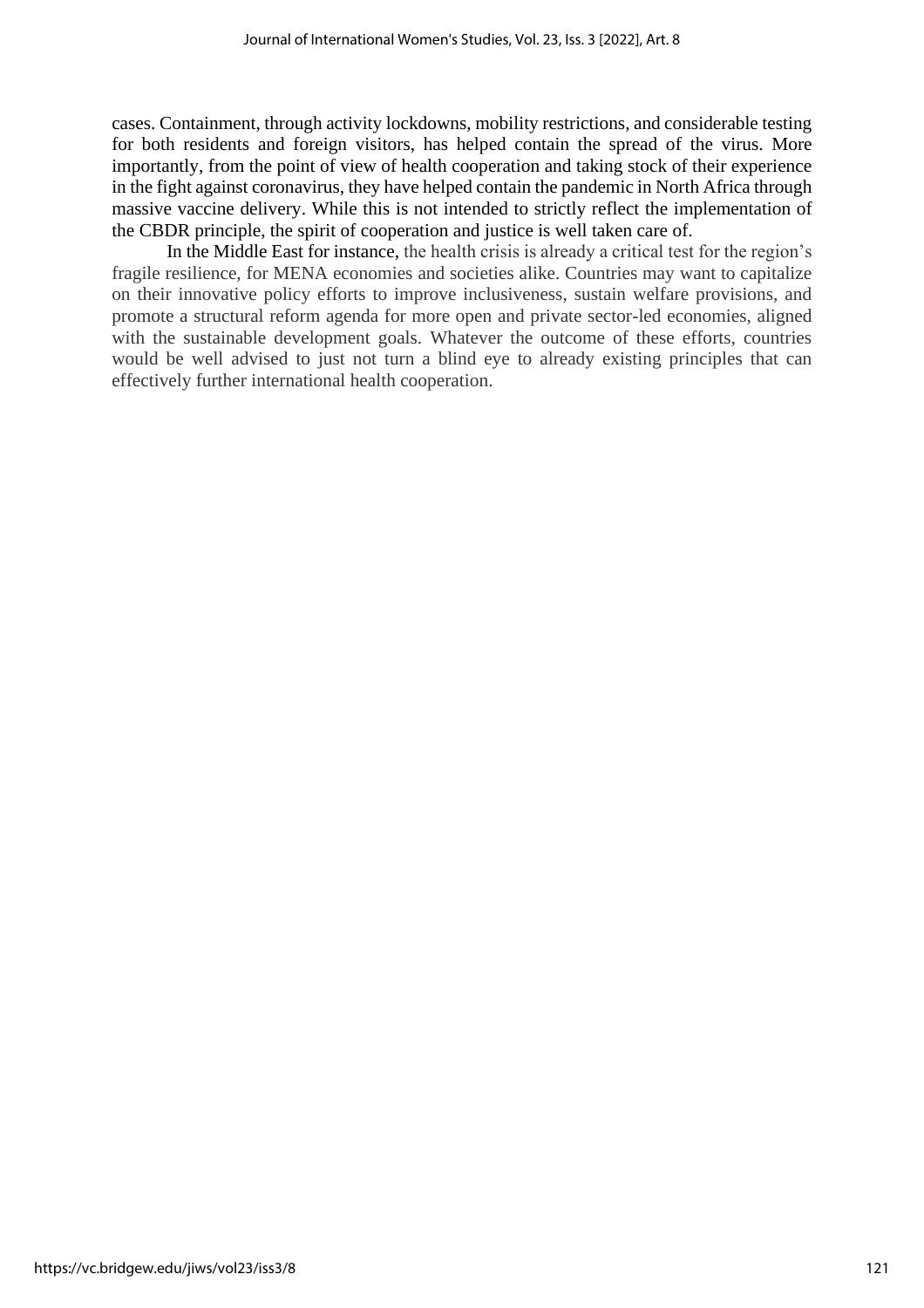cases. Containment, through activity lockdowns, mobility restrictions, and considerable testing for both residents and foreign visitors, has helped contain the spread of the virus. More importantly, from the point of view of health cooperation and taking stock of their experience in the fight against coronavirus, they have helped contain the pandemic in North Africa through massive vaccine delivery. While this is not intended to strictly reflect the implementation of the CBDR principle, the spirit of cooperation and justice is well taken care of.

In the Middle East for instance, the health crisis is already a critical test for the region's fragile resilience, for MENA economies and societies alike. Countries may want to capitalize on their innovative policy efforts to improve inclusiveness, sustain welfare provisions, and promote a structural reform agenda for more open and private sector-led economies, aligned with the sustainable development goals. Whatever the outcome of these efforts, countries would be well advised to just not turn a blind eye to already existing principles that can effectively further international health cooperation.